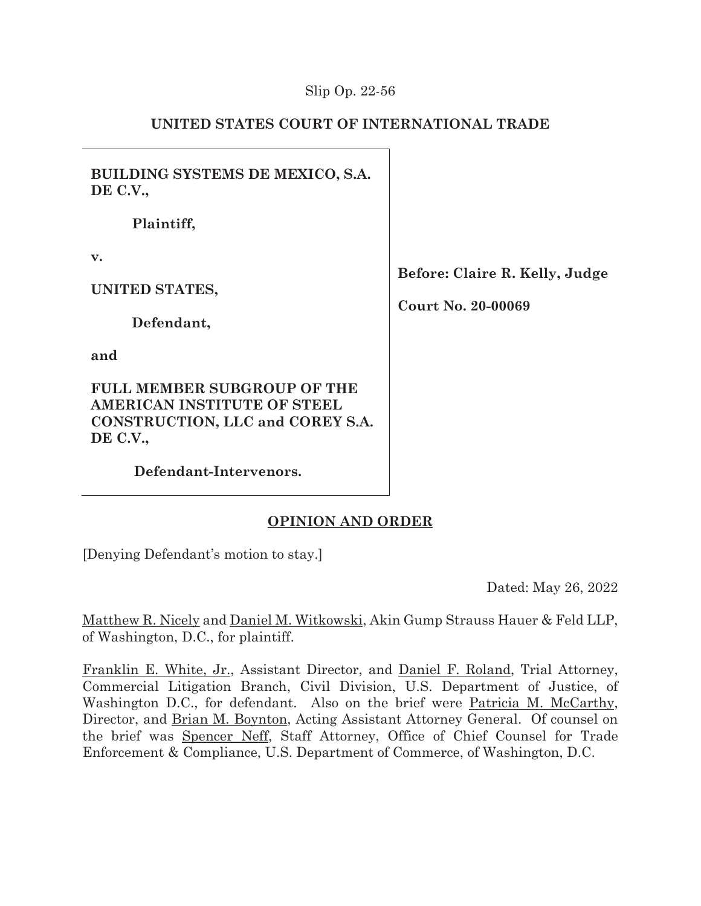Slip Op. 22-56

UNITED STATES COURT OF INTERNATIONAL TRADE

| | |
|---|---|
| **BUILDING SYSTEMS DE MEXICO, S.A. DE C.V.,**<br><br>**Plaintiff,**<br><br>**v.**<br><br>**UNITED STATES,**<br><br>**Defendant,**<br><br>**and**<br><br>**FULL MEMBER SUBGROUP OF THE AMERICAN INSTITUTE OF STEEL CONSTRUCTION, LLC and COREY S.A. DE C.V.,**<br><br>**Defendant-Intervenors.** | **Before: Claire R. Kelly, Judge**<br><br>**Court No. 20-00069** |

## OPINION AND ORDER

[Denying Defendant's motion to stay.]

Dated: May 26, 2022

Matthew R. Nicely and Daniel M. Witkowski, Akin Gump Strauss Hauer & Feld LLP, of Washington, D.C., for plaintiff.

Franklin E. White, Jr., Assistant Director, and Daniel F. Roland, Trial Attorney, Commercial Litigation Branch, Civil Division, U.S. Department of Justice, of Washington D.C., for defendant. Also on the brief were Patricia M. McCarthy, Director, and Brian M. Boynton, Acting Assistant Attorney General. Of counsel on the brief was Spencer Neff, Staff Attorney, Office of Chief Counsel for Trade Enforcement & Compliance, U.S. Department of Commerce, of Washington, D.C.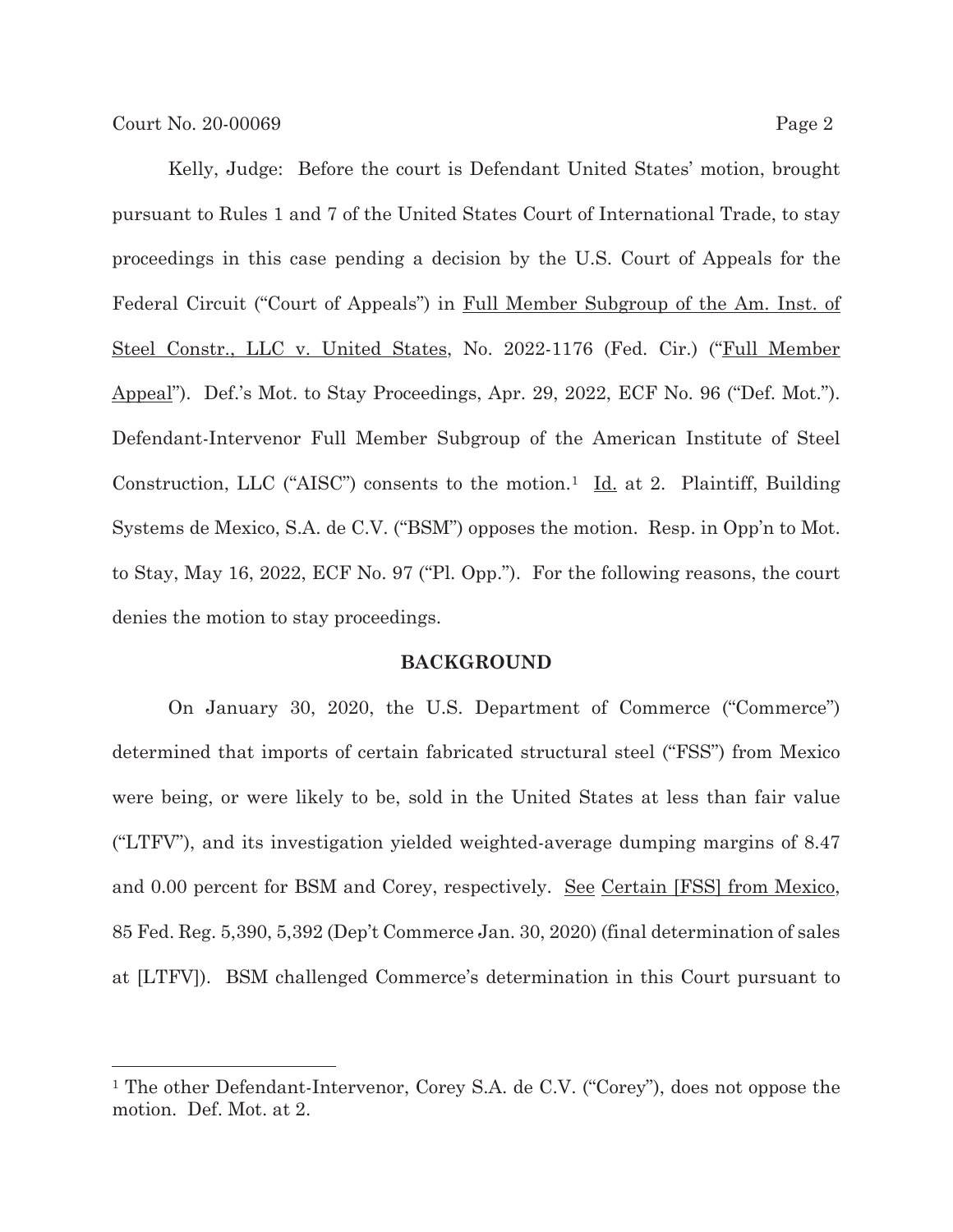Kelly, Judge: Before the court is Defendant United States' motion, brought pursuant to Rules 1 and 7 of the United States Court of International Trade, to stay proceedings in this case pending a decision by the U.S. Court of Appeals for the Federal Circuit ("Court of Appeals") in Full Member Subgroup of the Am. Inst. of Steel Constr., LLC v. United States, No. 2022-1176 (Fed. Cir.) ("Full Member Appeal"). Def.'s Mot. to Stay Proceedings, Apr. 29, 2022, ECF No. 96 ("Def. Mot."). Defendant-Intervenor Full Member Subgroup of the American Institute of Steel Construction, LLC ("AISC") consents to the motion.[1] Id. at 2. Plaintiff, Building Systems de Mexico, S.A. de C.V. ("BSM") opposes the motion. Resp. in Opp'n to Mot. to Stay, May 16, 2022, ECF No. 97 ("Pl. Opp."). For the following reasons, the court denies the motion to stay proceedings.

## BACKGROUND

On January 30, 2020, the U.S. Department of Commerce ("Commerce") determined that imports of certain fabricated structural steel ("FSS") from Mexico were being, or were likely to be, sold in the United States at less than fair value ("LTFV"), and its investigation yielded weighted-average dumping margins of 8.47 and 0.00 percent for BSM and Corey, respectively. See Certain [FSS] from Mexico, 85 Fed. Reg. 5,390, 5,392 (Dep't Commerce Jan. 30, 2020) (final determination of sales at [LTFV]). BSM challenged Commerce's determination in this Court pursuant to

---

[1] The other Defendant-Intervenor, Corey S.A. de C.V. ("Corey"), does not oppose the motion. Def. Mot. at 2.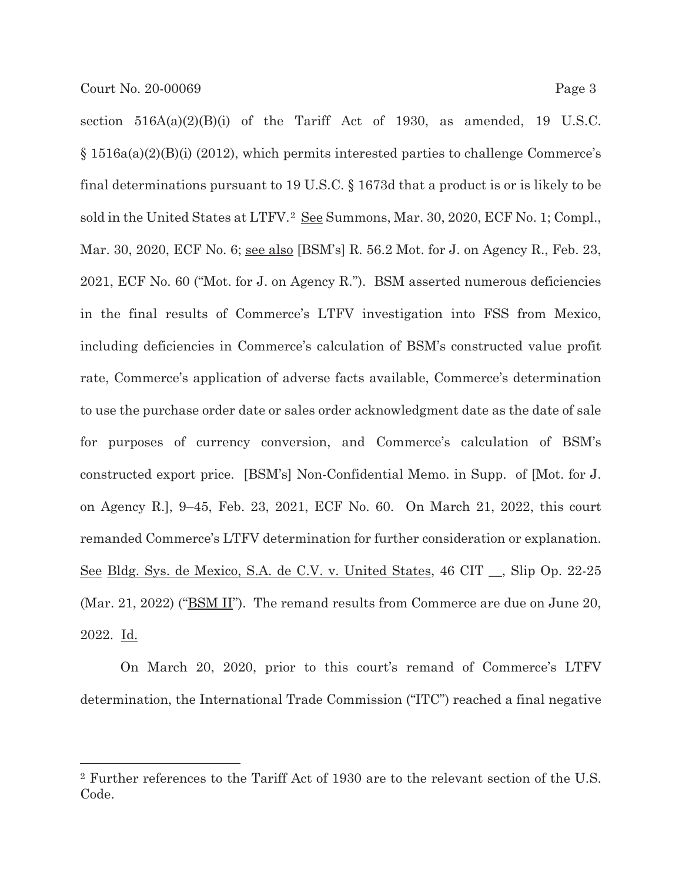section 516A(a)(2)(B)(i) of the Tariff Act of 1930, as amended, 19 U.S.C. § 1516a(a)(2)(B)(i) (2012), which permits interested parties to challenge Commerce's final determinations pursuant to 19 U.S.C. § 1673d that a product is or is likely to be sold in the United States at LTFV.[2] See Summons, Mar. 30, 2020, ECF No. 1; Compl., Mar. 30, 2020, ECF No. 6; see also [BSM's] R. 56.2 Mot. for J. on Agency R., Feb. 23, 2021, ECF No. 60 ("Mot. for J. on Agency R."). BSM asserted numerous deficiencies in the final results of Commerce's LTFV investigation into FSS from Mexico, including deficiencies in Commerce's calculation of BSM's constructed value profit rate, Commerce's application of adverse facts available, Commerce's determination to use the purchase order date or sales order acknowledgment date as the date of sale for purposes of currency conversion, and Commerce's calculation of BSM's constructed export price. [BSM's] Non-Confidential Memo. in Supp. of [Mot. for J. on Agency R.], 9–45, Feb. 23, 2021, ECF No. 60. On March 21, 2022, this court remanded Commerce's LTFV determination for further consideration or explanation. See Bldg. Sys. de Mexico, S.A. de C.V. v. United States, 46 CIT __, Slip Op. 22-25 (Mar. 21, 2022) ("BSM II"). The remand results from Commerce are due on June 20, 2022. Id.

On March 20, 2020, prior to this court's remand of Commerce's LTFV determination, the International Trade Commission ("ITC") reached a final negative

---

[2] Further references to the Tariff Act of 1930 are to the relevant section of the U.S. Code.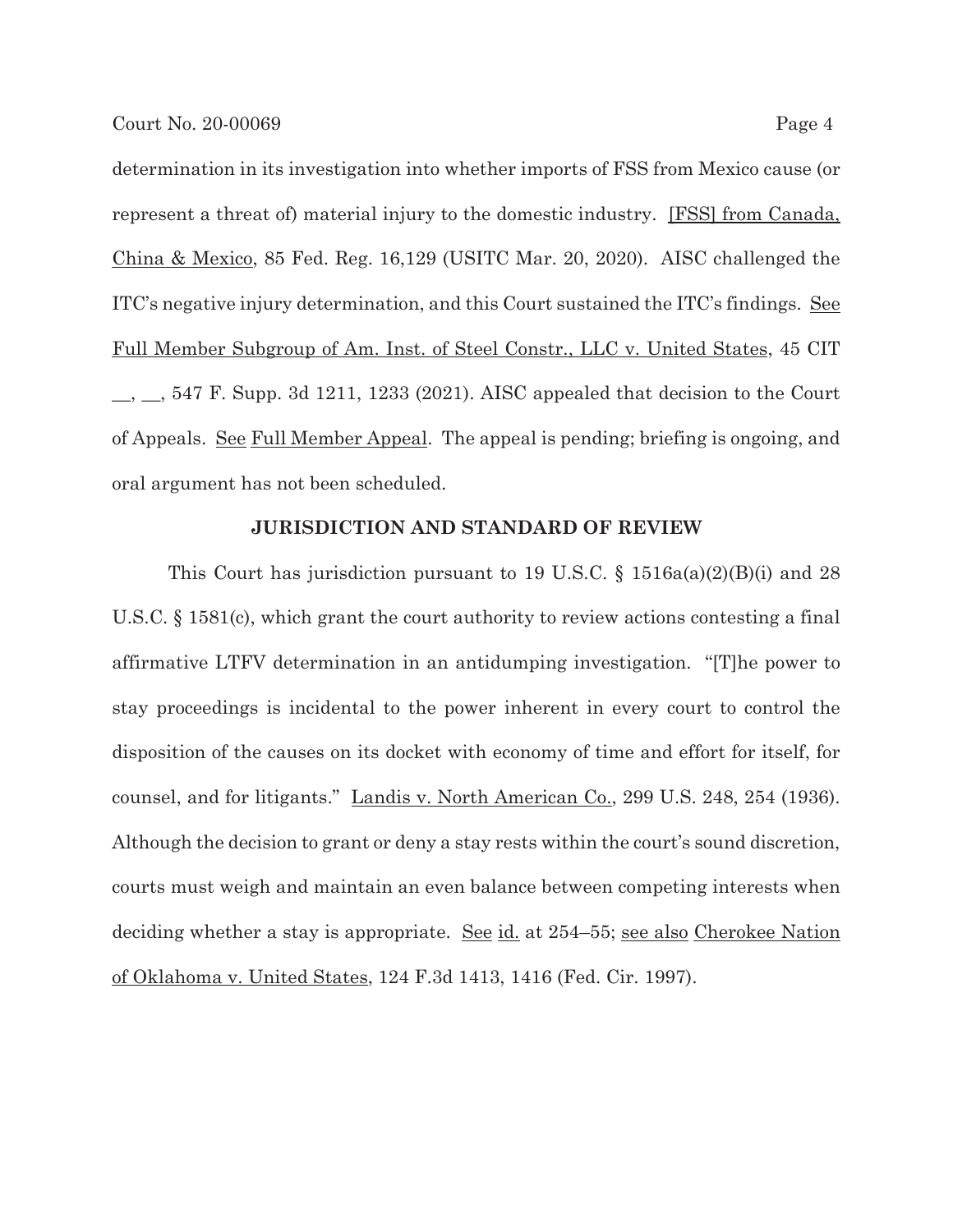determination in its investigation into whether imports of FSS from Mexico cause (or represent a threat of) material injury to the domestic industry. [FSS] from Canada, China & Mexico, 85 Fed. Reg. 16,129 (USITC Mar. 20, 2020). AISC challenged the ITC's negative injury determination, and this Court sustained the ITC's findings. See Full Member Subgroup of Am. Inst. of Steel Constr., LLC v. United States, 45 CIT __, __, 547 F. Supp. 3d 1211, 1233 (2021). AISC appealed that decision to the Court of Appeals. See Full Member Appeal. The appeal is pending; briefing is ongoing, and oral argument has not been scheduled.

## JURISDICTION AND STANDARD OF REVIEW

This Court has jurisdiction pursuant to 19 U.S.C. § 1516a(a)(2)(B)(i) and 28 U.S.C. § 1581(c), which grant the court authority to review actions contesting a final affirmative LTFV determination in an antidumping investigation. "[T]he power to stay proceedings is incidental to the power inherent in every court to control the disposition of the causes on its docket with economy of time and effort for itself, for counsel, and for litigants." Landis v. North American Co., 299 U.S. 248, 254 (1936). Although the decision to grant or deny a stay rests within the court's sound discretion, courts must weigh and maintain an even balance between competing interests when deciding whether a stay is appropriate. See id. at 254–55; see also Cherokee Nation of Oklahoma v. United States, 124 F.3d 1413, 1416 (Fed. Cir. 1997).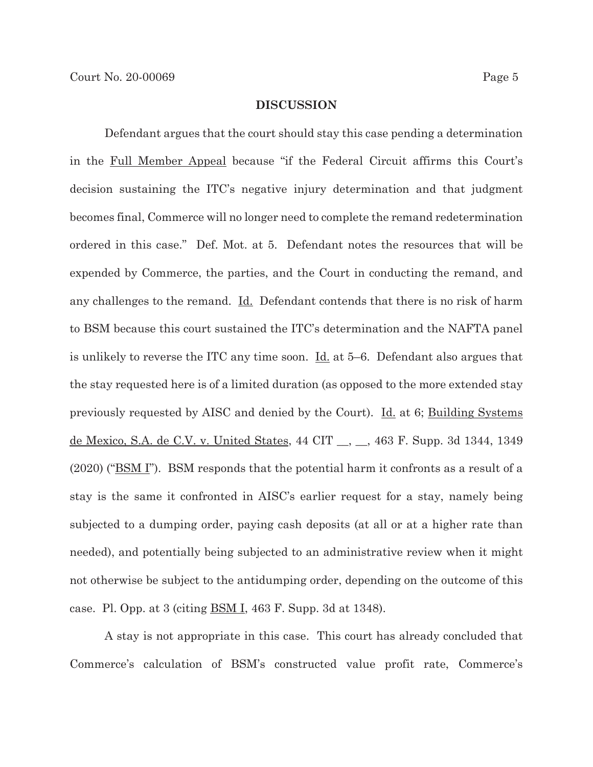**DISCUSSION**

Defendant argues that the court should stay this case pending a determination in the Full Member Appeal because "if the Federal Circuit affirms this Court's decision sustaining the ITC's negative injury determination and that judgment becomes final, Commerce will no longer need to complete the remand redetermination ordered in this case." Def. Mot. at 5. Defendant notes the resources that will be expended by Commerce, the parties, and the Court in conducting the remand, and any challenges to the remand. Id. Defendant contends that there is no risk of harm to BSM because this court sustained the ITC's determination and the NAFTA panel is unlikely to reverse the ITC any time soon. Id. at 5–6. Defendant also argues that the stay requested here is of a limited duration (as opposed to the more extended stay previously requested by AISC and denied by the Court). Id. at 6; Building Systems de Mexico, S.A. de C.V. v. United States, 44 CIT __, __, 463 F. Supp. 3d 1344, 1349 (2020) ("BSM I"). BSM responds that the potential harm it confronts as a result of a stay is the same it confronted in AISC's earlier request for a stay, namely being subjected to a dumping order, paying cash deposits (at all or at a higher rate than needed), and potentially being subjected to an administrative review when it might not otherwise be subject to the antidumping order, depending on the outcome of this case. Pl. Opp. at 3 (citing BSM I, 463 F. Supp. 3d at 1348).

A stay is not appropriate in this case. This court has already concluded that Commerce's calculation of BSM's constructed value profit rate, Commerce's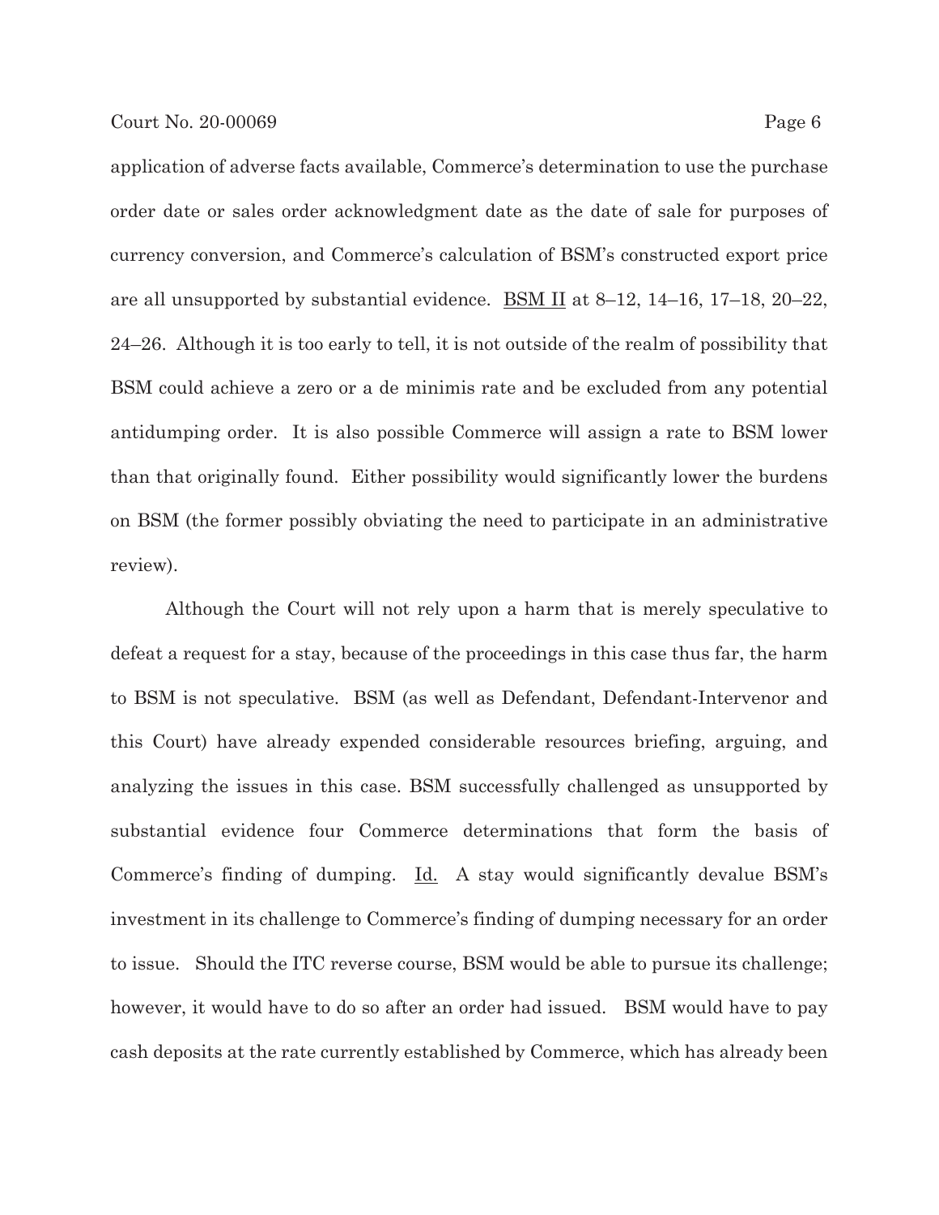application of adverse facts available, Commerce's determination to use the purchase order date or sales order acknowledgment date as the date of sale for purposes of currency conversion, and Commerce's calculation of BSM's constructed export price are all unsupported by substantial evidence. BSM II at 8–12, 14–16, 17–18, 20–22, 24–26. Although it is too early to tell, it is not outside of the realm of possibility that BSM could achieve a zero or a de minimis rate and be excluded from any potential antidumping order. It is also possible Commerce will assign a rate to BSM lower than that originally found. Either possibility would significantly lower the burdens on BSM (the former possibly obviating the need to participate in an administrative review).

Although the Court will not rely upon a harm that is merely speculative to defeat a request for a stay, because of the proceedings in this case thus far, the harm to BSM is not speculative. BSM (as well as Defendant, Defendant-Intervenor and this Court) have already expended considerable resources briefing, arguing, and analyzing the issues in this case. BSM successfully challenged as unsupported by substantial evidence four Commerce determinations that form the basis of Commerce's finding of dumping. Id. A stay would significantly devalue BSM's investment in its challenge to Commerce's finding of dumping necessary for an order to issue. Should the ITC reverse course, BSM would be able to pursue its challenge; however, it would have to do so after an order had issued. BSM would have to pay cash deposits at the rate currently established by Commerce, which has already been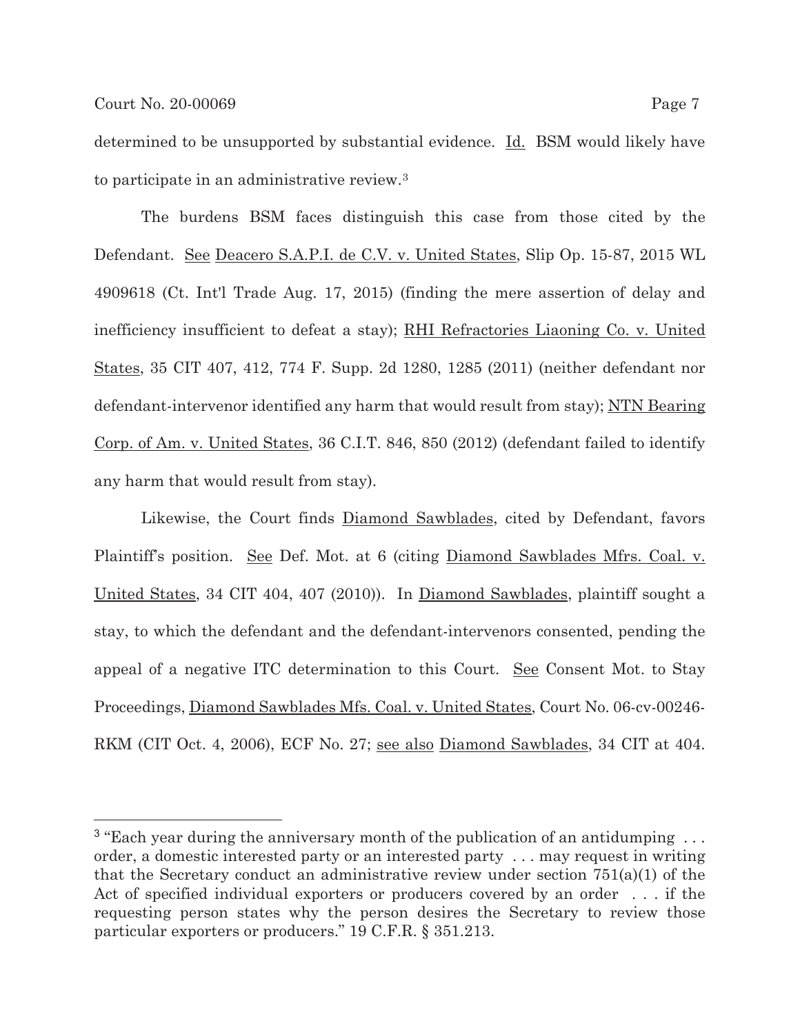determined to be unsupported by substantial evidence. Id. BSM would likely have to participate in an administrative review.[3]

The burdens BSM faces distinguish this case from those cited by the Defendant. See Deacero S.A.P.I. de C.V. v. United States, Slip Op. 15-87, 2015 WL 4909618 (Ct. Int'l Trade Aug. 17, 2015) (finding the mere assertion of delay and inefficiency insufficient to defeat a stay); RHI Refractories Liaoning Co. v. United States, 35 CIT 407, 412, 774 F. Supp. 2d 1280, 1285 (2011) (neither defendant nor defendant-intervenor identified any harm that would result from stay); NTN Bearing Corp. of Am. v. United States, 36 C.I.T. 846, 850 (2012) (defendant failed to identify any harm that would result from stay).

Likewise, the Court finds Diamond Sawblades, cited by Defendant, favors Plaintiff's position. See Def. Mot. at 6 (citing Diamond Sawblades Mfrs. Coal. v. United States, 34 CIT 404, 407 (2010)). In Diamond Sawblades, plaintiff sought a stay, to which the defendant and the defendant-intervenors consented, pending the appeal of a negative ITC determination to this Court. See Consent Mot. to Stay Proceedings, Diamond Sawblades Mfs. Coal. v. United States, Court No. 06-cv-00246-RKM (CIT Oct. 4, 2006), ECF No. 27; see also Diamond Sawblades, 34 CIT at 404.

---

[3] "Each year during the anniversary month of the publication of an antidumping . . . order, a domestic interested party or an interested party . . . may request in writing that the Secretary conduct an administrative review under section 751(a)(1) of the Act of specified individual exporters or producers covered by an order . . . if the requesting person states why the person desires the Secretary to review those particular exporters or producers." 19 C.F.R. § 351.213.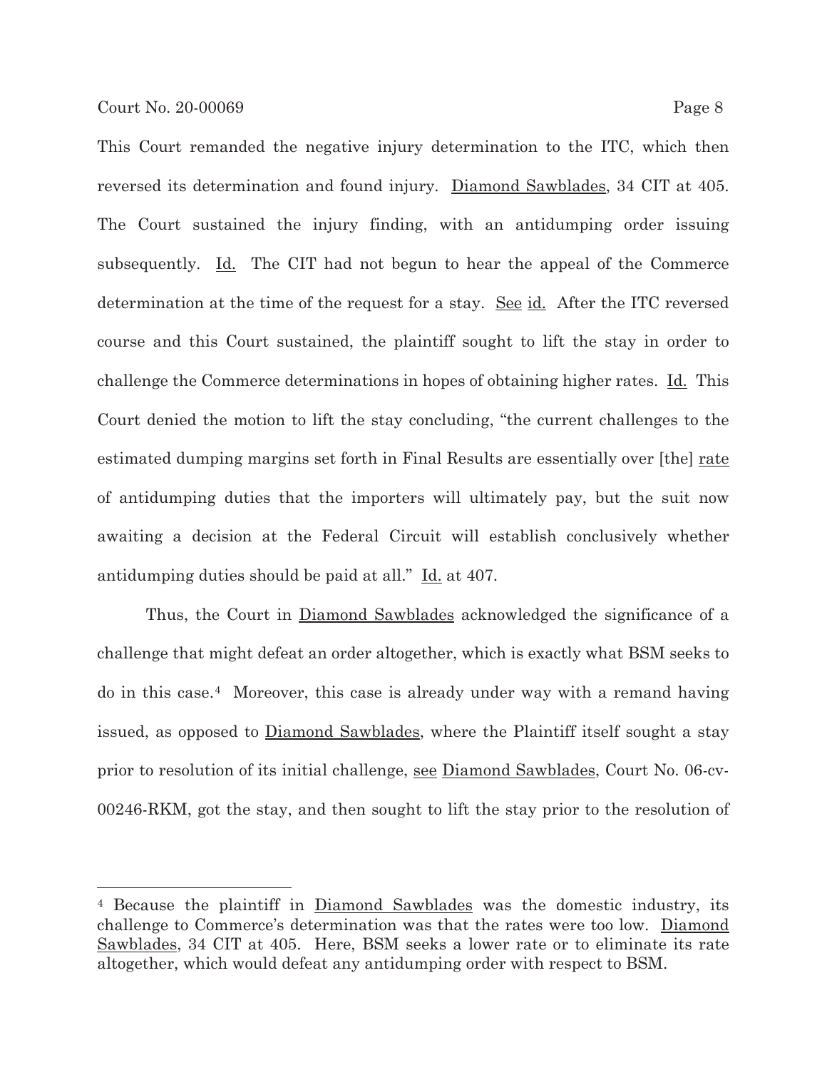This Court remanded the negative injury determination to the ITC, which then reversed its determination and found injury. Diamond Sawblades, 34 CIT at 405. The Court sustained the injury finding, with an antidumping order issuing subsequently. Id. The CIT had not begun to hear the appeal of the Commerce determination at the time of the request for a stay. See id. After the ITC reversed course and this Court sustained, the plaintiff sought to lift the stay in order to challenge the Commerce determinations in hopes of obtaining higher rates. Id. This Court denied the motion to lift the stay concluding, "the current challenges to the estimated dumping margins set forth in Final Results are essentially over [the] rate of antidumping duties that the importers will ultimately pay, but the suit now awaiting a decision at the Federal Circuit will establish conclusively whether antidumping duties should be paid at all." Id. at 407.

Thus, the Court in Diamond Sawblades acknowledged the significance of a challenge that might defeat an order altogether, which is exactly what BSM seeks to do in this case.[4] Moreover, this case is already under way with a remand having issued, as opposed to Diamond Sawblades, where the Plaintiff itself sought a stay prior to resolution of its initial challenge, see Diamond Sawblades, Court No. 06-cv-00246-RKM, got the stay, and then sought to lift the stay prior to the resolution of

[4] Because the plaintiff in Diamond Sawblades was the domestic industry, its challenge to Commerce's determination was that the rates were too low. Diamond Sawblades, 34 CIT at 405. Here, BSM seeks a lower rate or to eliminate its rate altogether, which would defeat any antidumping order with respect to BSM.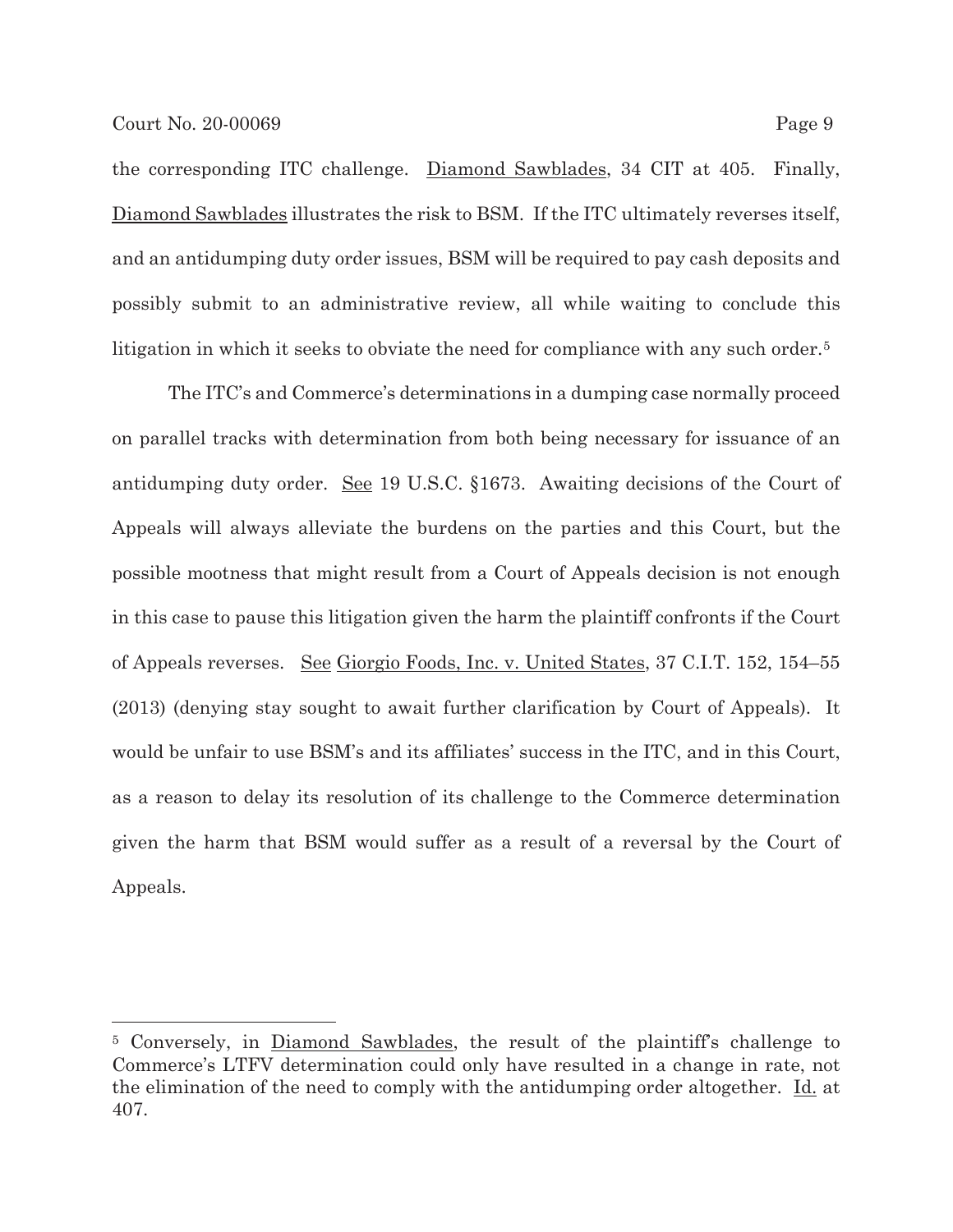the corresponding ITC challenge. Diamond Sawblades, 34 CIT at 405. Finally, Diamond Sawblades illustrates the risk to BSM. If the ITC ultimately reverses itself, and an antidumping duty order issues, BSM will be required to pay cash deposits and possibly submit to an administrative review, all while waiting to conclude this litigation in which it seeks to obviate the need for compliance with any such order.[5]

The ITC's and Commerce's determinations in a dumping case normally proceed on parallel tracks with determination from both being necessary for issuance of an antidumping duty order. See 19 U.S.C. §1673. Awaiting decisions of the Court of Appeals will always alleviate the burdens on the parties and this Court, but the possible mootness that might result from a Court of Appeals decision is not enough in this case to pause this litigation given the harm the plaintiff confronts if the Court of Appeals reverses. See Giorgio Foods, Inc. v. United States, 37 C.I.T. 152, 154–55 (2013) (denying stay sought to await further clarification by Court of Appeals). It would be unfair to use BSM's and its affiliates' success in the ITC, and in this Court, as a reason to delay its resolution of its challenge to the Commerce determination given the harm that BSM would suffer as a result of a reversal by the Court of Appeals.

[5] Conversely, in Diamond Sawblades, the result of the plaintiff's challenge to Commerce's LTFV determination could only have resulted in a change in rate, not the elimination of the need to comply with the antidumping order altogether. Id. at 407.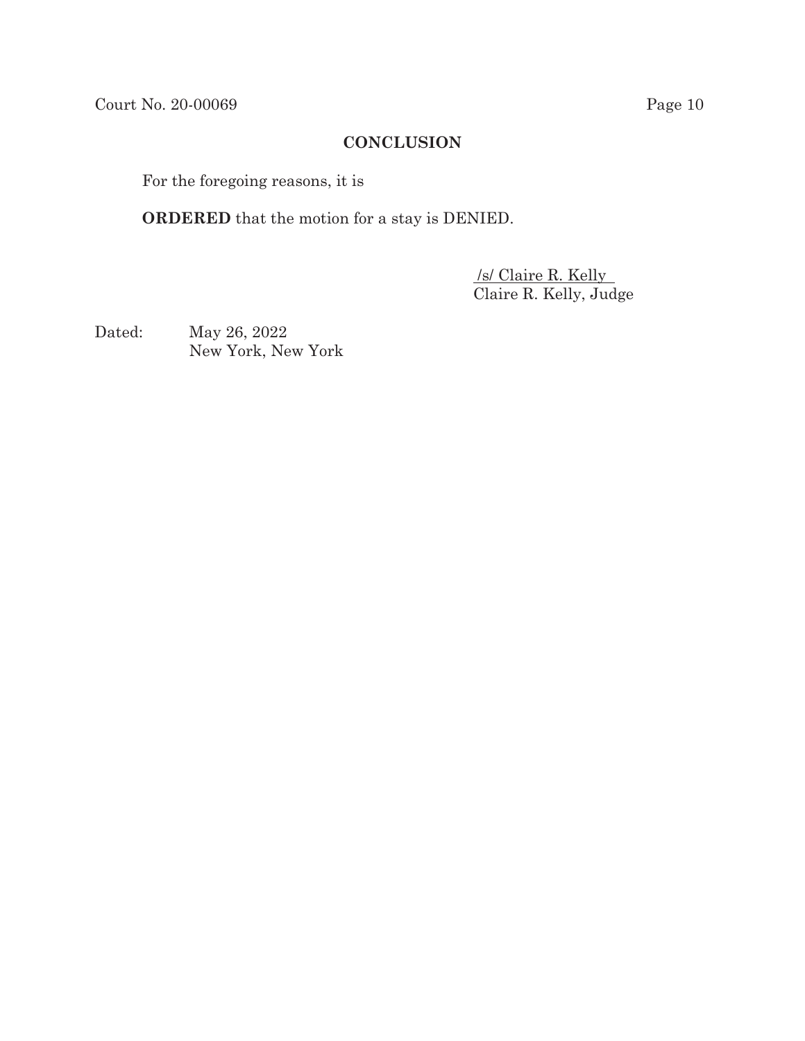## CONCLUSION

For the foregoing reasons, it is

**ORDERED** that the motion for a stay is DENIED.

/s/ Claire R. Kelly
Claire R. Kelly, Judge

Dated: May 26, 2022
New York, New York